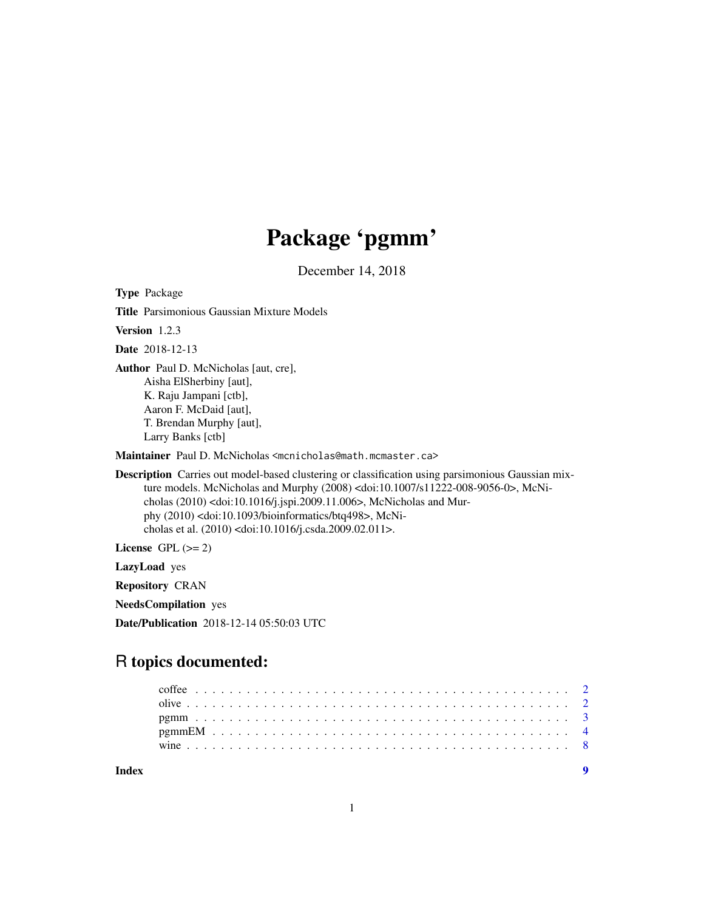# Package 'pgmm'

December 14, 2018

**Type** Package

**Title** Parsimonious Gaussian Mixture Models

**Version** 1.2.3

**Date** 2018-12-13

**Author** Paul D. McNicholas [aut, cre],
Aisha ElSherbiny [aut],
K. Raju Jampani [ctb],
Aaron F. McDaid [aut],
T. Brendan Murphy [aut],
Larry Banks [ctb]

**Maintainer** Paul D. McNicholas <mcnicholas@math.mcmaster.ca>

**Description** Carries out model-based clustering or classification using parsimonious Gaussian mixture models. McNicholas and Murphy (2008) <doi:10.1007/s11222-008-9056-0>, McNicholas (2010) <doi:10.1016/j.jspi.2009.11.006>, McNicholas and Murphy (2010) <doi:10.1093/bioinformatics/btq498>, McNicholas et al. (2010) <doi:10.1016/j.csda.2009.02.011>.

**License** GPL (>= 2)

**LazyLoad** yes

**Repository** CRAN

**NeedsCompilation** yes

**Date/Publication** 2018-12-14 05:50:03 UTC

## R topics documented:

coffee . . . . . . . . . . . . . . . . . . . . . . . . . . . . . . . . . . . . . . . . . . 2
olive . . . . . . . . . . . . . . . . . . . . . . . . . . . . . . . . . . . . . . . . . . . 2
pgmm . . . . . . . . . . . . . . . . . . . . . . . . . . . . . . . . . . . . . . . . . . 3
pgmmEM . . . . . . . . . . . . . . . . . . . . . . . . . . . . . . . . . . . . . . . . 4
wine . . . . . . . . . . . . . . . . . . . . . . . . . . . . . . . . . . . . . . . . . . . 8

**Index** **9**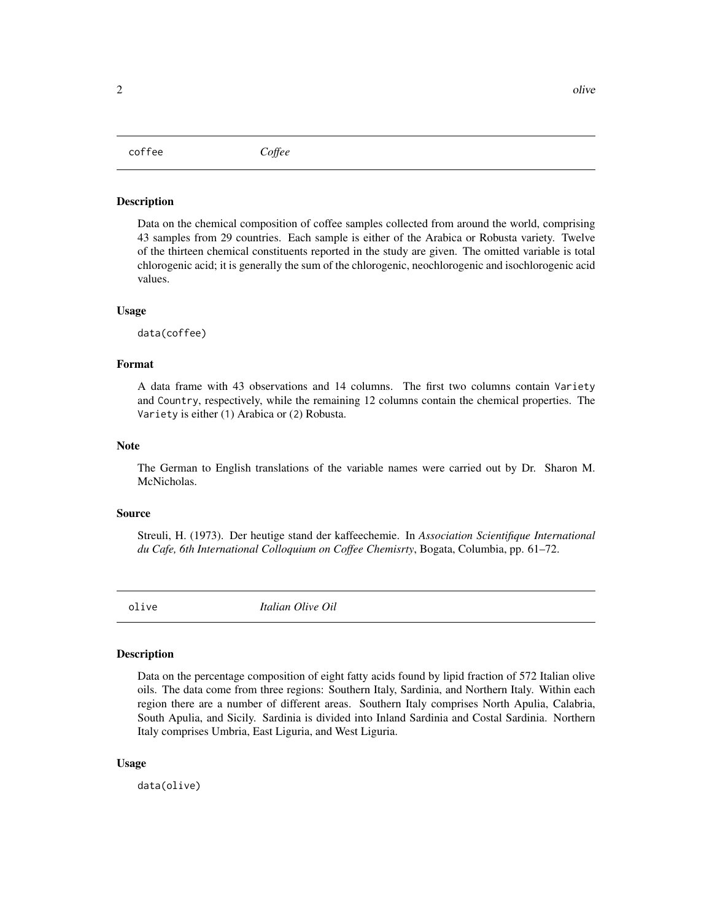## coffee — *Coffee*

### Description

Data on the chemical composition of coffee samples collected from around the world, comprising 43 samples from 29 countries. Each sample is either of the Arabica or Robusta variety. Twelve of the thirteen chemical constituents reported in the study are given. The omitted variable is total chlorogenic acid; it is generally the sum of the chlorogenic, neochlorogenic and isochlorogenic acid values.

### Usage

```
data(coffee)
```

### Format

A data frame with 43 observations and 14 columns. The first two columns contain `Variety` and `Country`, respectively, while the remaining 12 columns contain the chemical properties. The `Variety` is either (`1`) Arabica or (`2`) Robusta.

### Note

The German to English translations of the variable names were carried out by Dr. Sharon M. McNicholas.

### Source

Streuli, H. (1973). Der heutige stand der kaffeechemie. In *Association Scientifique International du Cafe, 6th International Colloquium on Coffee Chemisrty*, Bogata, Columbia, pp. 61–72.

## olive — *Italian Olive Oil*

### Description

Data on the percentage composition of eight fatty acids found by lipid fraction of 572 Italian olive oils. The data come from three regions: Southern Italy, Sardinia, and Northern Italy. Within each region there are a number of different areas. Southern Italy comprises North Apulia, Calabria, South Apulia, and Sicily. Sardinia is divided into Inland Sardinia and Costal Sardinia. Northern Italy comprises Umbria, East Liguria, and West Liguria.

### Usage

```
data(olive)
```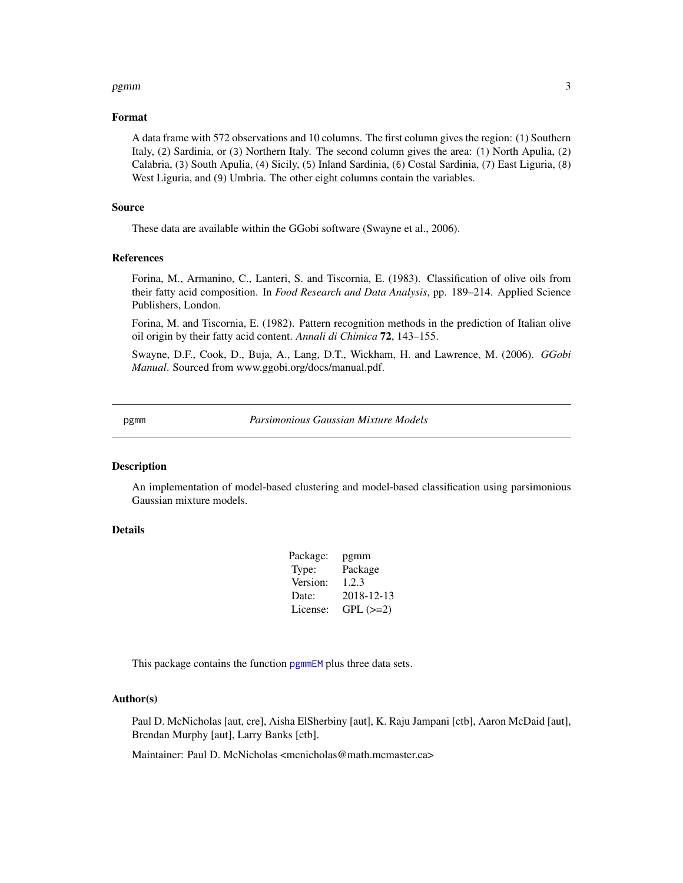### Format

A data frame with 572 observations and 10 columns. The first column gives the region: (1) Southern Italy, (2) Sardinia, or (3) Northern Italy. The second column gives the area: (1) North Apulia, (2) Calabria, (3) South Apulia, (4) Sicily, (5) Inland Sardinia, (6) Costal Sardinia, (7) East Liguria, (8) West Liguria, and (9) Umbria. The other eight columns contain the variables.

### Source

These data are available within the GGobi software (Swayne et al., 2006).

### References

Forina, M., Armanino, C., Lanteri, S. and Tiscornia, E. (1983). Classification of olive oils from their fatty acid composition. In *Food Research and Data Analysis*, pp. 189–214. Applied Science Publishers, London.

Forina, M. and Tiscornia, E. (1982). Pattern recognition methods in the prediction of Italian olive oil origin by their fatty acid content. *Annali di Chimica* **72**, 143–155.

Swayne, D.F., Cook, D., Buja, A., Lang, D.T., Wickham, H. and Lawrence, M. (2006). *GGobi Manual*. Sourced from www.ggobi.org/docs/manual.pdf.

---

## pgmm — *Parsimonious Gaussian Mixture Models*

---

### Description

An implementation of model-based clustering and model-based classification using parsimonious Gaussian mixture models.

### Details

| | |
|---|---|
| Package: | pgmm |
| Type: | Package |
| Version: | 1.2.3 |
| Date: | 2018-12-13 |
| License: | GPL (>=2) |

This package contains the function `pgmmEM` plus three data sets.

### Author(s)

Paul D. McNicholas [aut, cre], Aisha ElSherbiny [aut], K. Raju Jampani [ctb], Aaron McDaid [aut], Brendan Murphy [aut], Larry Banks [ctb].

Maintainer: Paul D. McNicholas <mcnicholas@math.mcmaster.ca>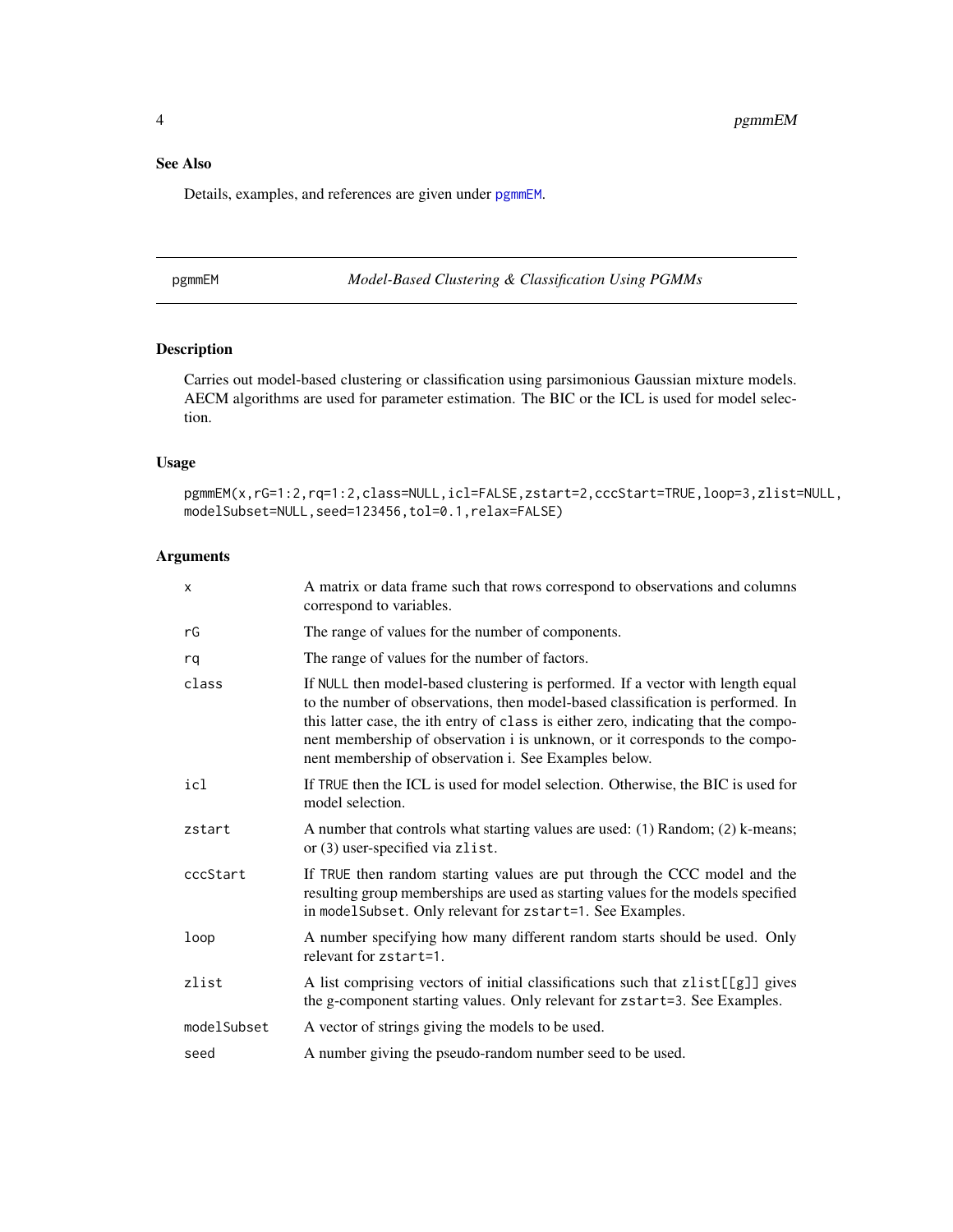## See Also

Details, examples, and references are given under pgmmEM.

---

# pgmmEM *Model-Based Clustering & Classification Using PGMMs*

## Description

Carries out model-based clustering or classification using parsimonious Gaussian mixture models. AECM algorithms are used for parameter estimation. The BIC or the ICL is used for model selection.

## Usage

```
pgmmEM(x,rG=1:2,rq=1:2,class=NULL,icl=FALSE,zstart=2,cccStart=TRUE,loop=3,zlist=NULL,
modelSubset=NULL,seed=123456,tol=0.1,relax=FALSE)
```

## Arguments

| | |
|---|---|
| x | A matrix or data frame such that rows correspond to observations and columns correspond to variables. |
| rG | The range of values for the number of components. |
| rq | The range of values for the number of factors. |
| class | If NULL then model-based clustering is performed. If a vector with length equal to the number of observations, then model-based classification is performed. In this latter case, the ith entry of class is either zero, indicating that the component membership of observation i is unknown, or it corresponds to the component membership of observation i. See Examples below. |
| icl | If TRUE then the ICL is used for model selection. Otherwise, the BIC is used for model selection. |
| zstart | A number that controls what starting values are used: (1) Random; (2) k-means; or (3) user-specified via zlist. |
| cccStart | If TRUE then random starting values are put through the CCC model and the resulting group memberships are used as starting values for the models specified in modelSubset. Only relevant for zstart=1. See Examples. |
| loop | A number specifying how many different random starts should be used. Only relevant for zstart=1. |
| zlist | A list comprising vectors of initial classifications such that zlist[[g]] gives the g-component starting values. Only relevant for zstart=3. See Examples. |
| modelSubset | A vector of strings giving the models to be used. |
| seed | A number giving the pseudo-random number seed to be used. |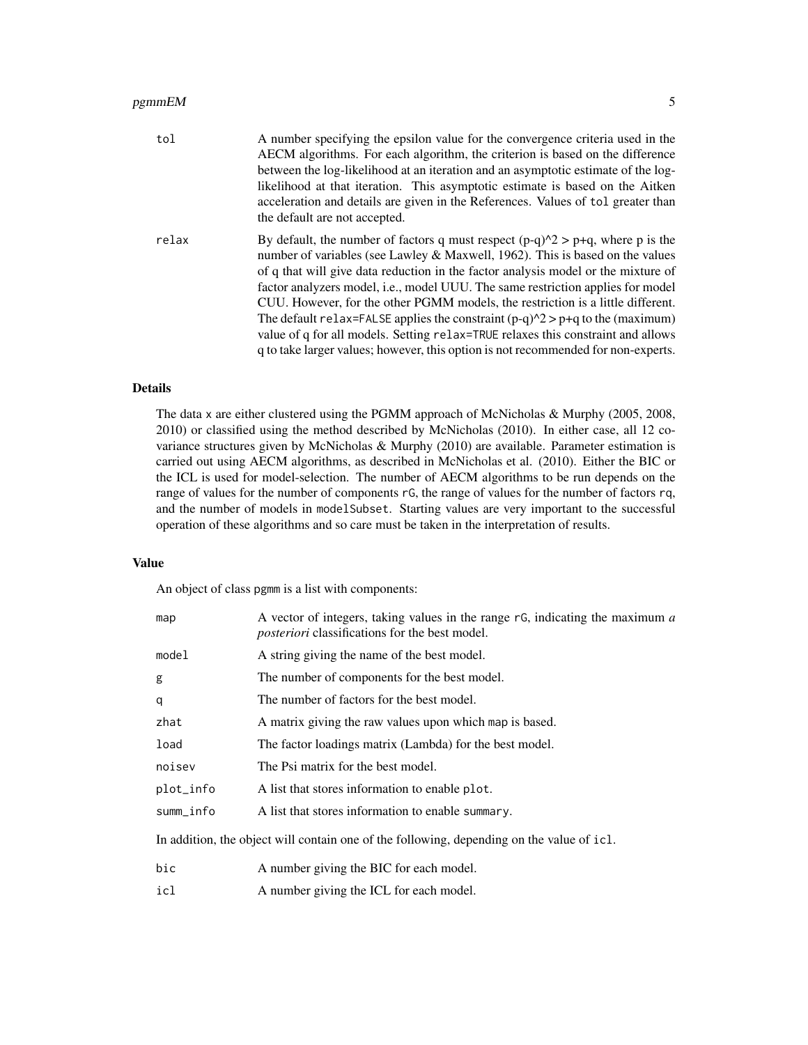| | |
|---|---|
| `tol` | A number specifying the epsilon value for the convergence criteria used in the AECM algorithms. For each algorithm, the criterion is based on the difference between the log-likelihood at an iteration and an asymptotic estimate of the log-likelihood at that iteration. This asymptotic estimate is based on the Aitken acceleration and details are given in the References. Values of `tol` greater than the default are not accepted. |
| `relax` | By default, the number of factors q must respect (p-q)^2 > p+q, where p is the number of variables (see Lawley & Maxwell, 1962). This is based on the values of q that will give data reduction in the factor analysis model or the mixture of factor analyzers model, i.e., model UUU. The same restriction applies for model CUU. However, for the other PGMM models, the restriction is a little different. The default `relax=FALSE` applies the constraint (p-q)^2 > p+q to the (maximum) value of q for all models. Setting `relax=TRUE` relaxes this constraint and allows q to take larger values; however, this option is not recommended for non-experts. |

## Details

The data `x` are either clustered using the PGMM approach of McNicholas & Murphy (2005, 2008, 2010) or classified using the method described by McNicholas (2010). In either case, all 12 covariance structures given by McNicholas & Murphy (2010) are available. Parameter estimation is carried out using AECM algorithms, as described in McNicholas et al. (2010). Either the BIC or the ICL is used for model-selection. The number of AECM algorithms to be run depends on the range of values for the number of components `rG`, the range of values for the number of factors `rq`, and the number of models in `modelSubset`. Starting values are very important to the successful operation of these algorithms and so care must be taken in the interpretation of results.

## Value

An object of class `pgmm` is a list with components:

| | |
|---|---|
| `map` | A vector of integers, taking values in the range `rG`, indicating the maximum *a posteriori* classifications for the best model. |
| `model` | A string giving the name of the best model. |
| `g` | The number of components for the best model. |
| `q` | The number of factors for the best model. |
| `zhat` | A matrix giving the raw values upon which `map` is based. |
| `load` | The factor loadings matrix (Lambda) for the best model. |
| `noisev` | The Psi matrix for the best model. |
| `plot_info` | A list that stores information to enable `plot`. |
| `summ_info` | A list that stores information to enable `summary`. |

In addition, the object will contain one of the following, depending on the value of `icl`.

| | |
|---|---|
| `bic` | A number giving the BIC for each model. |
| `icl` | A number giving the ICL for each model. |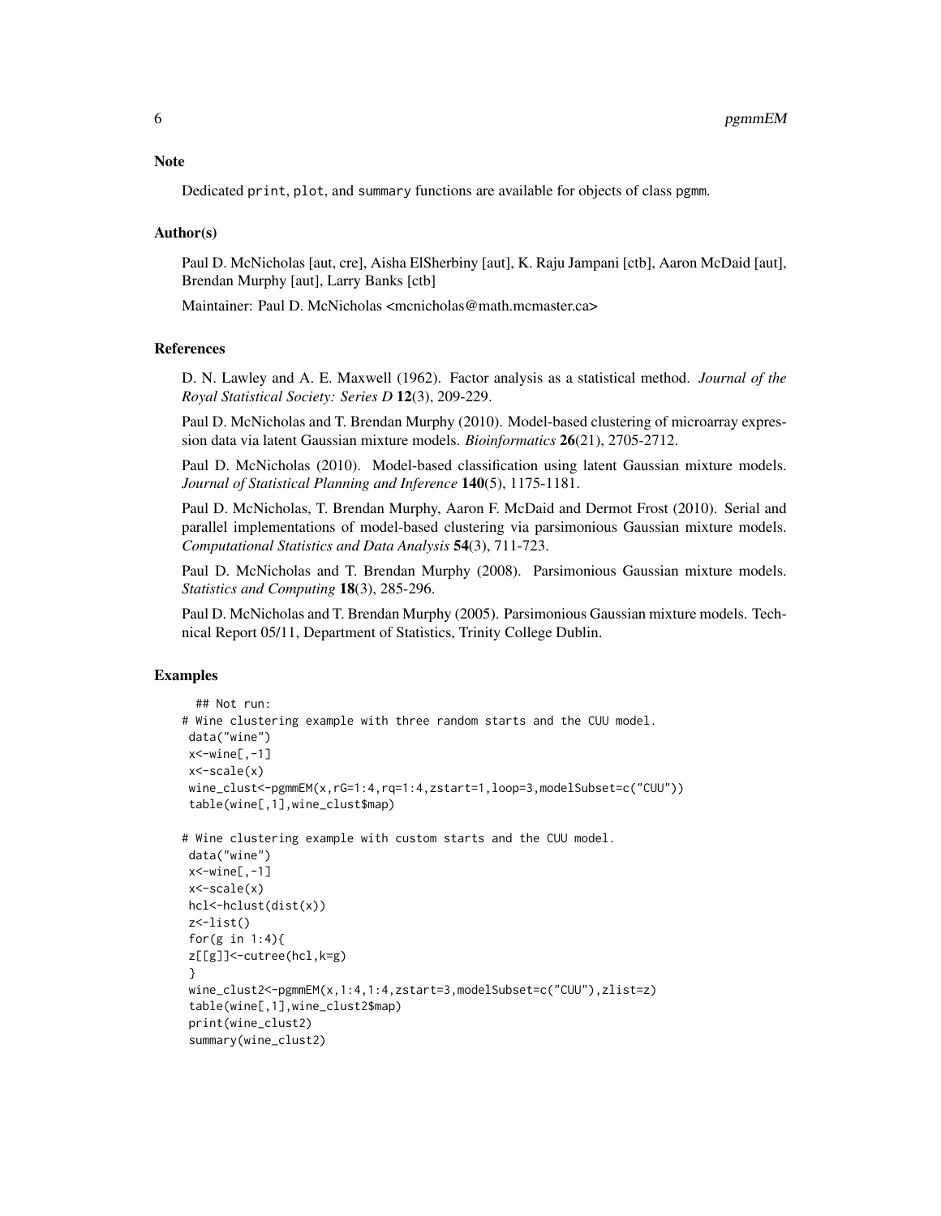## Note

Dedicated print, plot, and summary functions are available for objects of class pgmm.

## Author(s)

Paul D. McNicholas [aut, cre], Aisha ElSherbiny [aut], K. Raju Jampani [ctb], Aaron McDaid [aut], Brendan Murphy [aut], Larry Banks [ctb]

Maintainer: Paul D. McNicholas <mcnicholas@math.mcmaster.ca>

## References

D. N. Lawley and A. E. Maxwell (1962). Factor analysis as a statistical method. *Journal of the Royal Statistical Society: Series D* **12**(3), 209-229.

Paul D. McNicholas and T. Brendan Murphy (2010). Model-based clustering of microarray expression data via latent Gaussian mixture models. *Bioinformatics* **26**(21), 2705-2712.

Paul D. McNicholas (2010). Model-based classification using latent Gaussian mixture models. *Journal of Statistical Planning and Inference* **140**(5), 1175-1181.

Paul D. McNicholas, T. Brendan Murphy, Aaron F. McDaid and Dermot Frost (2010). Serial and parallel implementations of model-based clustering via parsimonious Gaussian mixture models. *Computational Statistics and Data Analysis* **54**(3), 711-723.

Paul D. McNicholas and T. Brendan Murphy (2008). Parsimonious Gaussian mixture models. *Statistics and Computing* **18**(3), 285-296.

Paul D. McNicholas and T. Brendan Murphy (2005). Parsimonious Gaussian mixture models. Technical Report 05/11, Department of Statistics, Trinity College Dublin.

## Examples

```
  ## Not run:
# Wine clustering example with three random starts and the CUU model.
 data("wine")
 x<-wine[,-1]
 x<-scale(x)
 wine_clust<-pgmmEM(x,rG=1:4,rq=1:4,zstart=1,loop=3,modelSubset=c("CUU"))
 table(wine[,1],wine_clust$map)

# Wine clustering example with custom starts and the CUU model.
 data("wine")
 x<-wine[,-1]
 x<-scale(x)
 hcl<-hclust(dist(x))
 z<-list()
 for(g in 1:4){
 z[[g]]<-cutree(hcl,k=g)
 }
 wine_clust2<-pgmmEM(x,1:4,1:4,zstart=3,modelSubset=c("CUU"),zlist=z)
 table(wine[,1],wine_clust2$map)
 print(wine_clust2)
 summary(wine_clust2)
```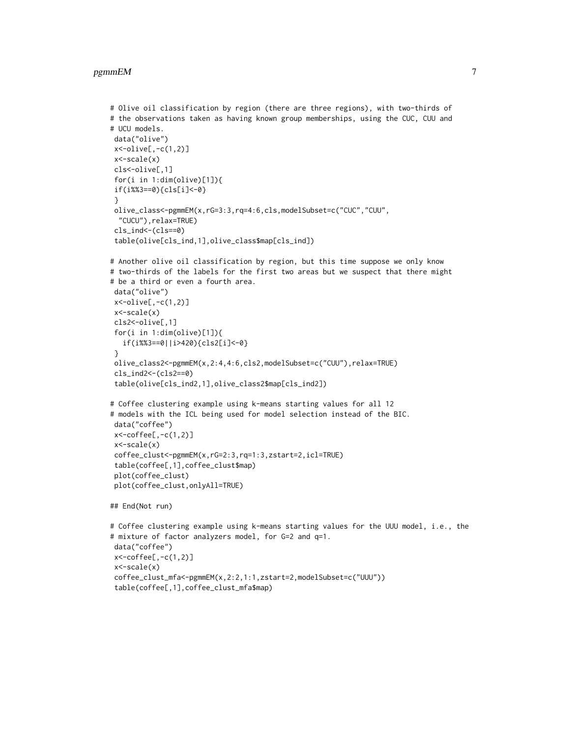```
# Olive oil classification by region (there are three regions), with two-thirds of
# the observations taken as having known group memberships, using the CUC, CUU and
# UCU models.
 data("olive")
 x<-olive[,-c(1,2)]
 x<-scale(x)
 cls<-olive[,1]
 for(i in 1:dim(olive)[1]){
 if(i%%3==0){cls[i]<-0}
 }
 olive_class<-pgmmEM(x,rG=3:3,rq=4:6,cls,modelSubset=c("CUC","CUU",
  "CUCU"),relax=TRUE)
 cls_ind<-(cls==0)
 table(olive[cls_ind,1],olive_class$map[cls_ind])

# Another olive oil classification by region, but this time suppose we only know
# two-thirds of the labels for the first two areas but we suspect that there might
# be a third or even a fourth area.
 data("olive")
 x<-olive[,-c(1,2)]
 x<-scale(x)
 cls2<-olive[,1]
 for(i in 1:dim(olive)[1]){
   if(i%%3==0||i>420){cls2[i]<-0}
 }
 olive_class2<-pgmmEM(x,2:4,4:6,cls2,modelSubset=c("CUU"),relax=TRUE)
 cls_ind2<-(cls2==0)
 table(olive[cls_ind2,1],olive_class2$map[cls_ind2])

# Coffee clustering example using k-means starting values for all 12
# models with the ICL being used for model selection instead of the BIC.
 data("coffee")
 x<-coffee[,-c(1,2)]
 x<-scale(x)
 coffee_clust<-pgmmEM(x,rG=2:3,rq=1:3,zstart=2,icl=TRUE)
 table(coffee[,1],coffee_clust$map)
 plot(coffee_clust)
 plot(coffee_clust,onlyAll=TRUE)

## End(Not run)

# Coffee clustering example using k-means starting values for the UUU model, i.e., the
# mixture of factor analyzers model, for G=2 and q=1.
 data("coffee")
 x<-coffee[,-c(1,2)]
 x<-scale(x)
 coffee_clust_mfa<-pgmmEM(x,2:2,1:1,zstart=2,modelSubset=c("UUU"))
 table(coffee[,1],coffee_clust_mfa$map)
```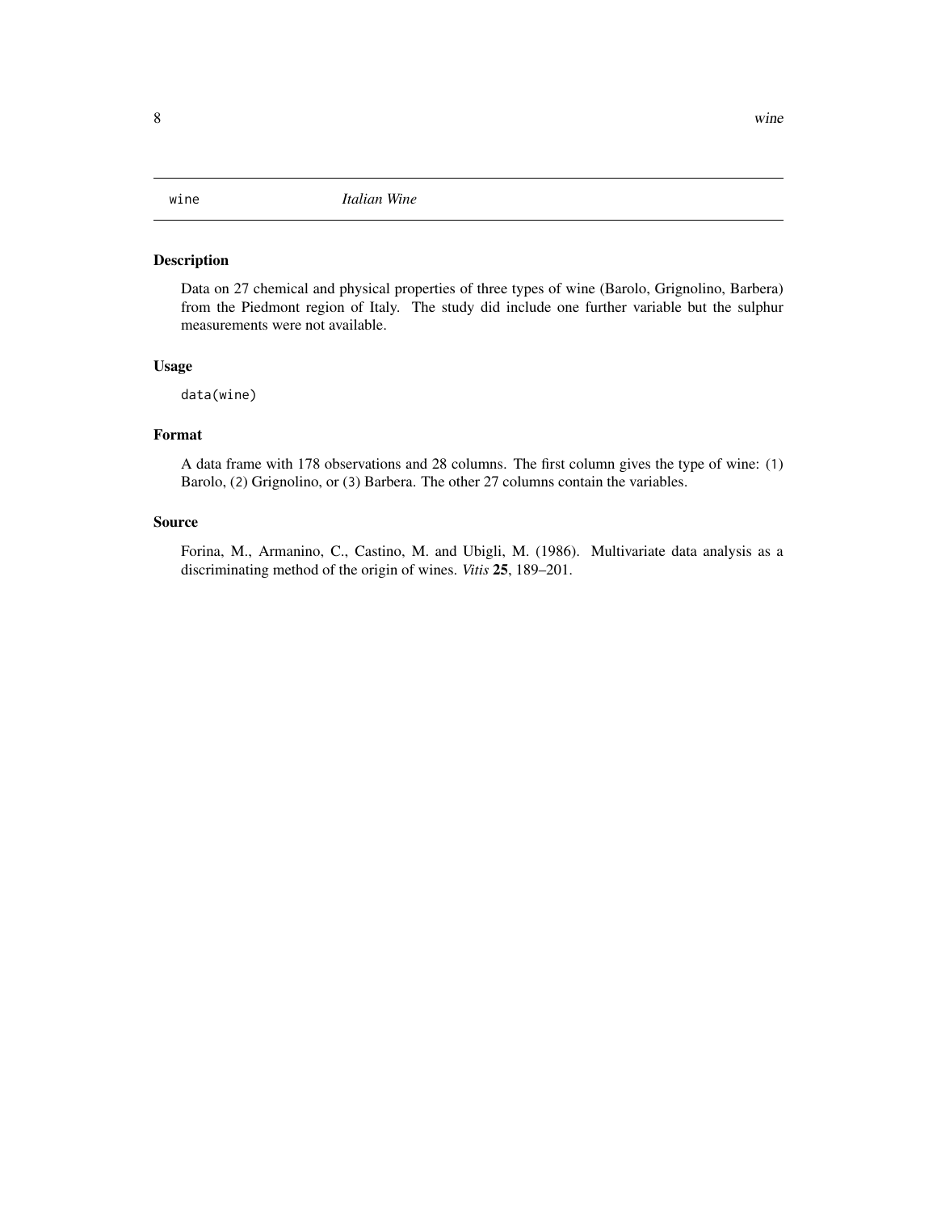wine *Italian Wine*

## Description

Data on 27 chemical and physical properties of three types of wine (Barolo, Grignolino, Barbera) from the Piedmont region of Italy. The study did include one further variable but the sulphur measurements were not available.

## Usage

```
data(wine)
```

## Format

A data frame with 178 observations and 28 columns. The first column gives the type of wine: (1) Barolo, (2) Grignolino, or (3) Barbera. The other 27 columns contain the variables.

## Source

Forina, M., Armanino, C., Castino, M. and Ubigli, M. (1986). Multivariate data analysis as a discriminating method of the origin of wines. *Vitis* **25**, 189–201.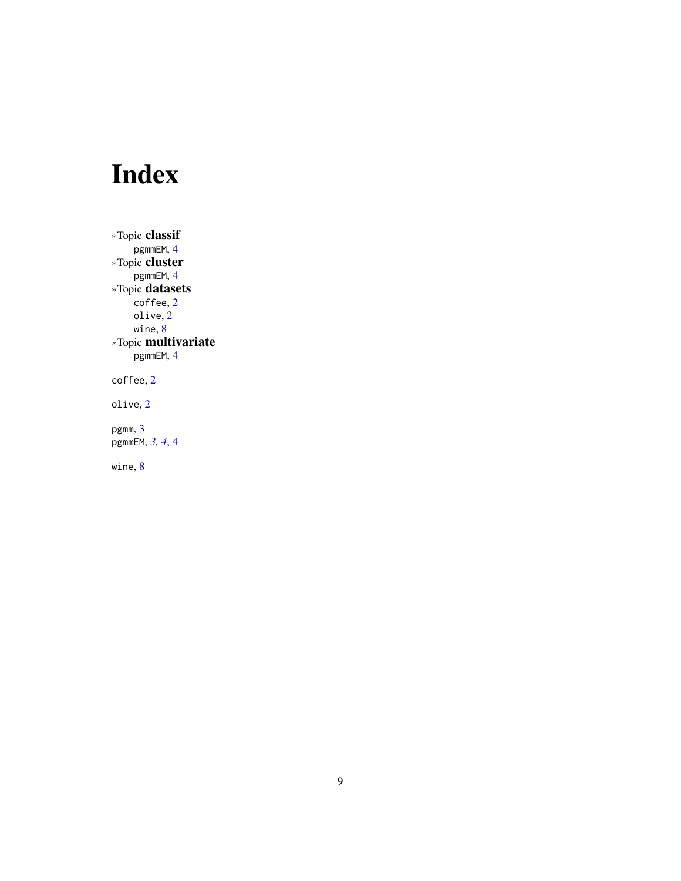# Index

*Topic **classif**
  pgmmEM, 4
*Topic **cluster**
  pgmmEM, 4
*Topic **datasets**
  coffee, 2
  olive, 2
  wine, 8
*Topic **multivariate**
  pgmmEM, 4

coffee, 2

olive, 2

pgmm, 3
pgmmEM, *3, 4*, 4

wine, 8